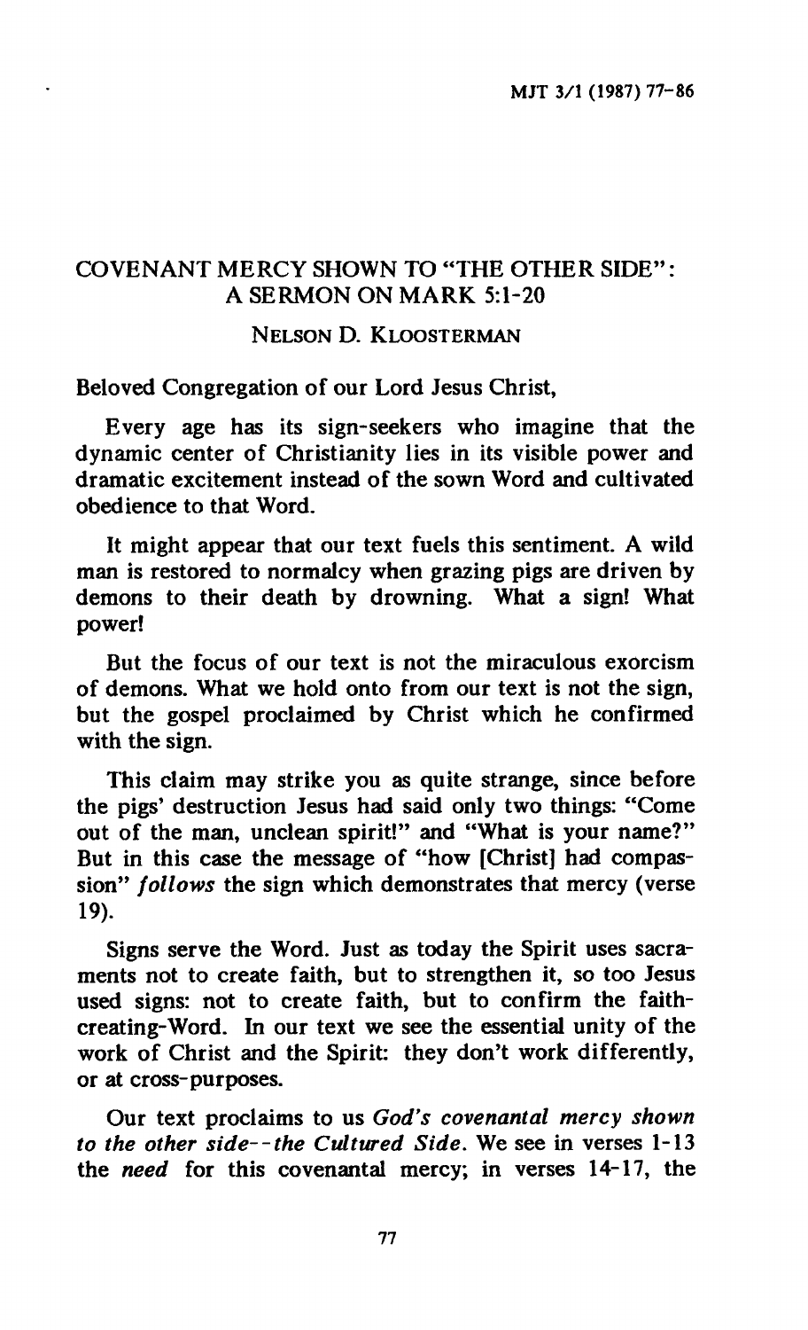# COVENANT MERCY SHOWN TO "THE OTHER SIDE": A SERMON ON MARK 5:1-20

NELSON D. KLOOSTERMAN

Beloved Congregation of our Lord Jesus Christ,

Every age has its sign-seekers who imagine that the dynamic center of Christianity lies in its visible power and dramatic excitement instead of the sown Word and cultivated obedience to that Word.

It might appear that our text fuels this sentiment. A wild man is restored to normalcy when grazing pigs are driven by demons to their death by drowning. What a sign! What power!

But the focus of our text is not the miraculous exorcism of demons. What we hold onto from our text is not the sign, but the gospel proclaimed by Christ which he confirmed with the sign.

This claim may strike you as quite strange, since before the pigs' destruction Jesus had said only two things: "Come out of the man, unclean spirit!" and "What is your name?" But in this case the message of "how [Christ] had compassion" *follows* the sign which demonstrates that mercy (verse 19).

Signs serve the Word. Just as today the Spirit uses sacraments not to create faith, but to strengthen it, so too Jesus used signs: not to create faith, but to confirm the faith-creating-Word. In our text we see the essential unity of the work of Christ and the Spirit: they don't work differently, or at cross-purposes.

Our text proclaims to us *God's covenantal mercy shown to the other side--the Cultured Side*. We see in verses 1-13 the *need* for this covenantal mercy; in verses 14-17, the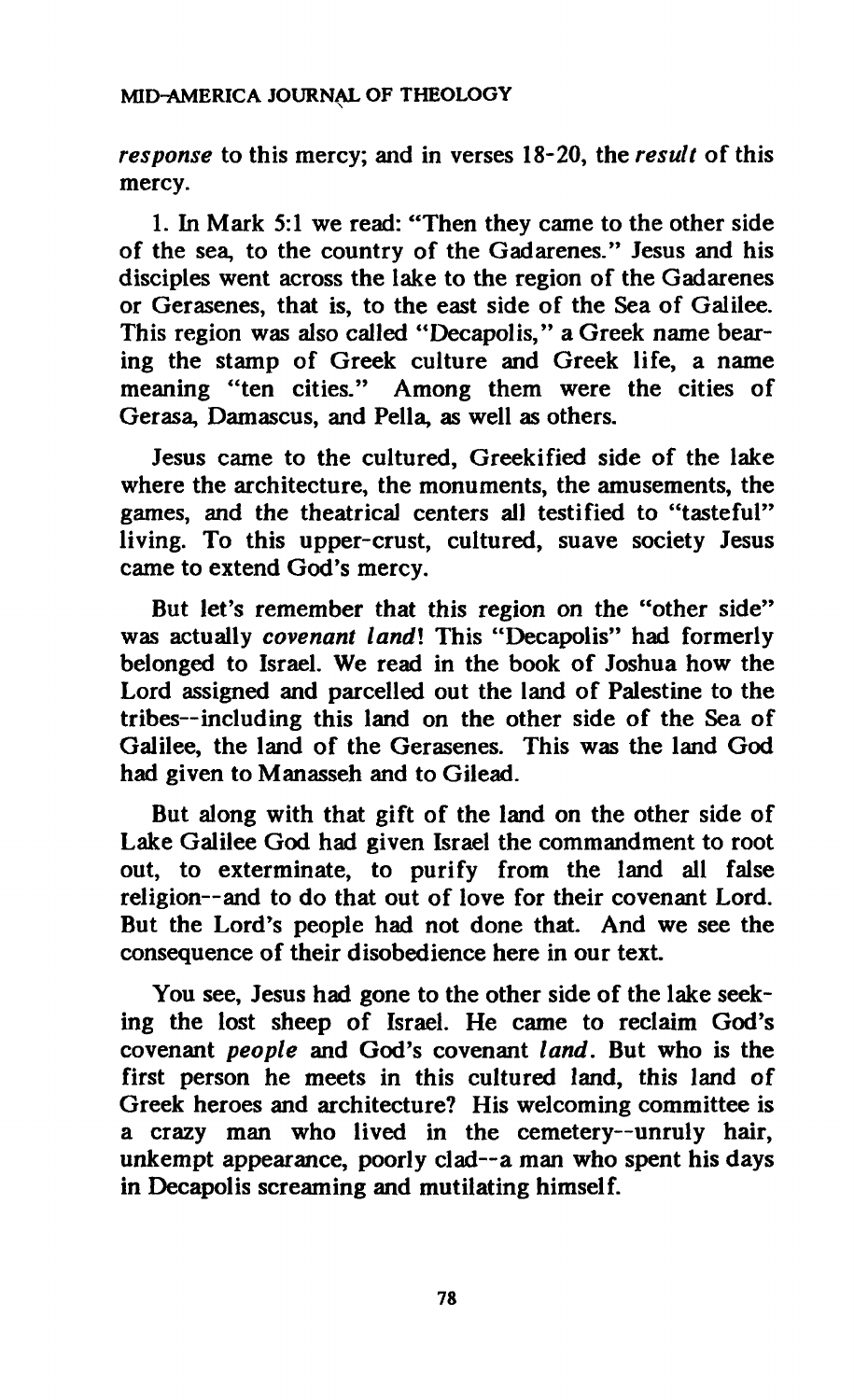*response* to this mercy; and in verses 18-20, the *result* of this mercy.

1. In Mark 5:1 we read: "Then they came to the other side of the sea, to the country of the Gadarenes." Jesus and his disciples went across the lake to the region of the Gadarenes or Gerasenes, that is, to the east side of the Sea of Galilee. This region was also called "Decapolis," a Greek name bearing the stamp of Greek culture and Greek life, a name meaning "ten cities." Among them were the cities of Gerasa, Damascus, and Pella, as well as others.

Jesus came to the cultured, Greekified side of the lake where the architecture, the monuments, the amusements, the games, and the theatrical centers all testified to "tasteful" living. To this upper-crust, cultured, suave society Jesus came to extend God's mercy.

But let's remember that this region on the "other side" was actually *covenant land*! This "Decapolis" had formerly belonged to Israel. We read in the book of Joshua how the Lord assigned and parcelled out the land of Palestine to the tribes--including this land on the other side of the Sea of Galilee, the land of the Gerasenes. This was the land God had given to Manasseh and to Gilead.

But along with that gift of the land on the other side of Lake Galilee God had given Israel the commandment to root out, to exterminate, to purify from the land all false religion--and to do that out of love for their covenant Lord. But the Lord's people had not done that. And we see the consequence of their disobedience here in our text.

You see, Jesus had gone to the other side of the lake seeking the lost sheep of Israel. He came to reclaim God's covenant *people* and God's covenant *land*. But who is the first person he meets in this cultured land, this land of Greek heroes and architecture? His welcoming committee is a crazy man who lived in the cemetery--unruly hair, unkempt appearance, poorly clad--a man who spent his days in Decapolis screaming and mutilating himself.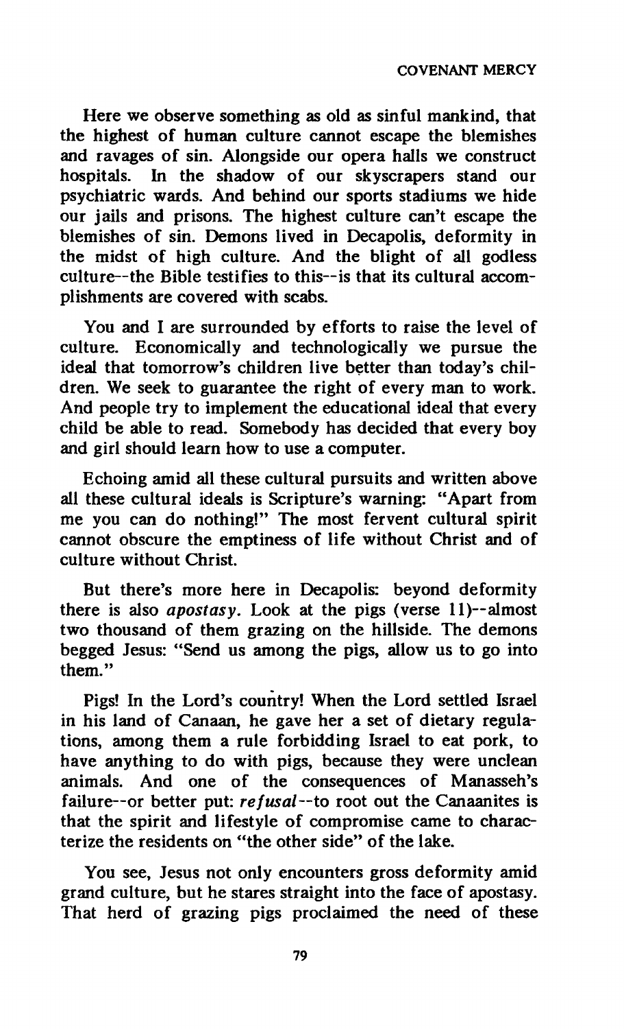Here we observe something as old as sinful mankind, that the highest of human culture cannot escape the blemishes and ravages of sin. Alongside our opera halls we construct hospitals. In the shadow of our skyscrapers stand our psychiatric wards. And behind our sports stadiums we hide our jails and prisons. The highest culture can't escape the blemishes of sin. Demons lived in Decapolis, deformity in the midst of high culture. And the blight of all godless culture--the Bible testifies to this--is that its cultural accomplishments are covered with scabs.

You and I are surrounded by efforts to raise the level of culture. Economically and technologically we pursue the ideal that tomorrow's children live better than today's children. We seek to guarantee the right of every man to work. And people try to implement the educational ideal that every child be able to read. Somebody has decided that every boy and girl should learn how to use a computer.

Echoing amid all these cultural pursuits and written above all these cultural ideals is Scripture's warning: "Apart from me you can do nothing!" The most fervent cultural spirit cannot obscure the emptiness of life without Christ and of culture without Christ.

But there's more here in Decapolis: beyond deformity there is also *apostasy*. Look at the pigs (verse 11)--almost two thousand of them grazing on the hillside. The demons begged Jesus: "Send us among the pigs, allow us to go into them."

Pigs! In the Lord's country! When the Lord settled Israel in his land of Canaan, he gave her a set of dietary regulations, among them a rule forbidding Israel to eat pork, to have anything to do with pigs, because they were unclean animals. And one of the consequences of Manasseh's failure--or better put: *refusal*--to root out the Canaanites is that the spirit and lifestyle of compromise came to characterize the residents on "the other side" of the lake.

You see, Jesus not only encounters gross deformity amid grand culture, but he stares straight into the face of apostasy. That herd of grazing pigs proclaimed the need of these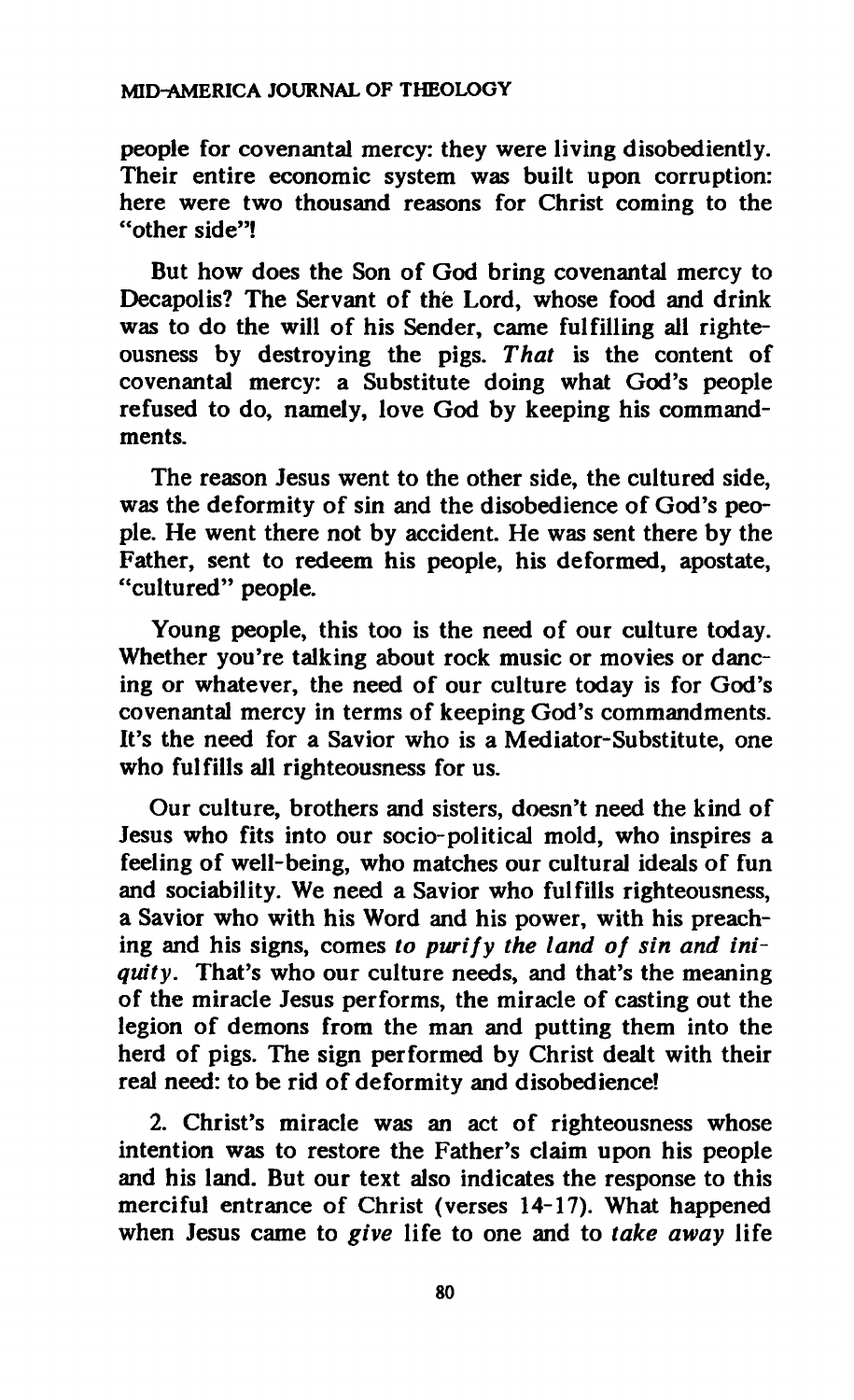people for covenantal mercy: they were living disobediently. Their entire economic system was built upon corruption: here were two thousand reasons for Christ coming to the "other side"!

But how does the Son of God bring covenantal mercy to Decapolis? The Servant of the Lord, whose food and drink was to do the will of his Sender, came fulfilling all righteousness by destroying the pigs. *That* is the content of covenantal mercy: a Substitute doing what God's people refused to do, namely, love God by keeping his commandments.

The reason Jesus went to the other side, the cultured side, was the deformity of sin and the disobedience of God's people. He went there not by accident. He was sent there by the Father, sent to redeem his people, his deformed, apostate, "cultured" people.

Young people, this too is the need of our culture today. Whether you're talking about rock music or movies or dancing or whatever, the need of our culture today is for God's covenantal mercy in terms of keeping God's commandments. It's the need for a Savior who is a Mediator-Substitute, one who fulfills all righteousness for us.

Our culture, brothers and sisters, doesn't need the kind of Jesus who fits into our socio-political mold, who inspires a feeling of well-being, who matches our cultural ideals of fun and sociability. We need a Savior who fulfills righteousness, a Savior who with his Word and his power, with his preaching and his signs, comes *to purify the land of sin and iniquity*. That's who our culture needs, and that's the meaning of the miracle Jesus performs, the miracle of casting out the legion of demons from the man and putting them into the herd of pigs. The sign performed by Christ dealt with their real need: to be rid of deformity and disobedience!

2. Christ's miracle was an act of righteousness whose intention was to restore the Father's claim upon his people and his land. But our text also indicates the response to this merciful entrance of Christ (verses 14-17). What happened when Jesus came to *give* life to one and to *take away* life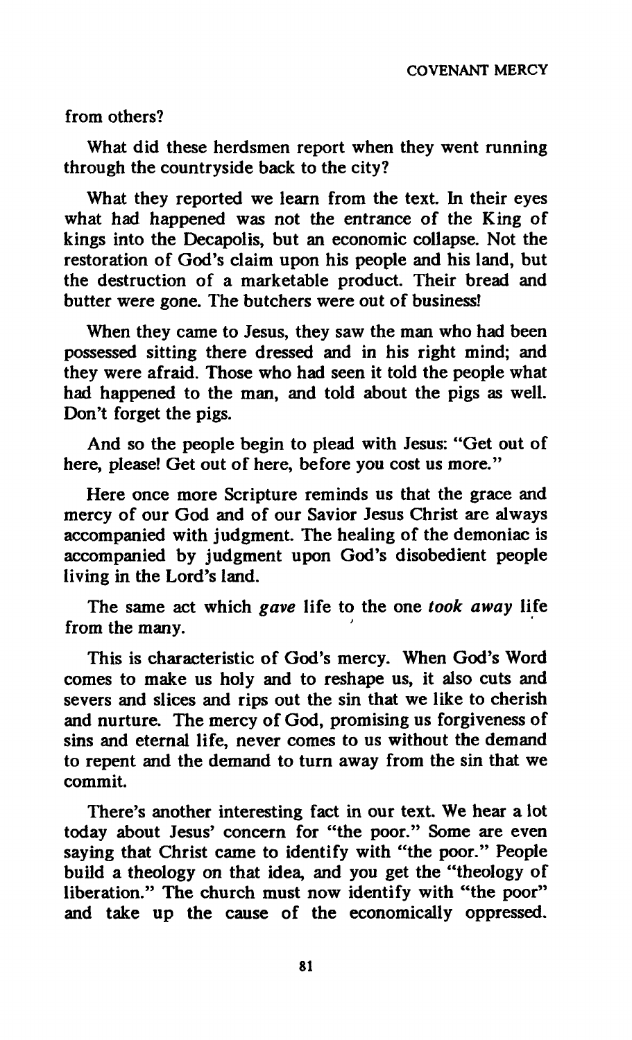from others?

What did these herdsmen report when they went running through the countryside back to the city?

What they reported we learn from the text. In their eyes what had happened was not the entrance of the King of kings into the Decapolis, but an economic collapse. Not the restoration of God's claim upon his people and his land, but the destruction of a marketable product. Their bread and butter were gone. The butchers were out of business!

When they came to Jesus, they saw the man who had been possessed sitting there dressed and in his right mind; and they were afraid. Those who had seen it told the people what had happened to the man, and told about the pigs as well. Don't forget the pigs.

And so the people begin to plead with Jesus: "Get out of here, please! Get out of here, before you cost us more."

Here once more Scripture reminds us that the grace and mercy of our God and of our Savior Jesus Christ are always accompanied with judgment. The healing of the demoniac is accompanied by judgment upon God's disobedient people living in the Lord's land.

The same act which *gave* life to the one *took away* life from the many.

This is characteristic of God's mercy. When God's Word comes to make us holy and to reshape us, it also cuts and severs and slices and rips out the sin that we like to cherish and nurture. The mercy of God, promising us forgiveness of sins and eternal life, never comes to us without the demand to repent and the demand to turn away from the sin that we commit.

There's another interesting fact in our text. We hear a lot today about Jesus' concern for "the poor." Some are even saying that Christ came to identify with "the poor." People build a theology on that idea, and you get the "theology of liberation." The church must now identify with "the poor" and take up the cause of the economically oppressed.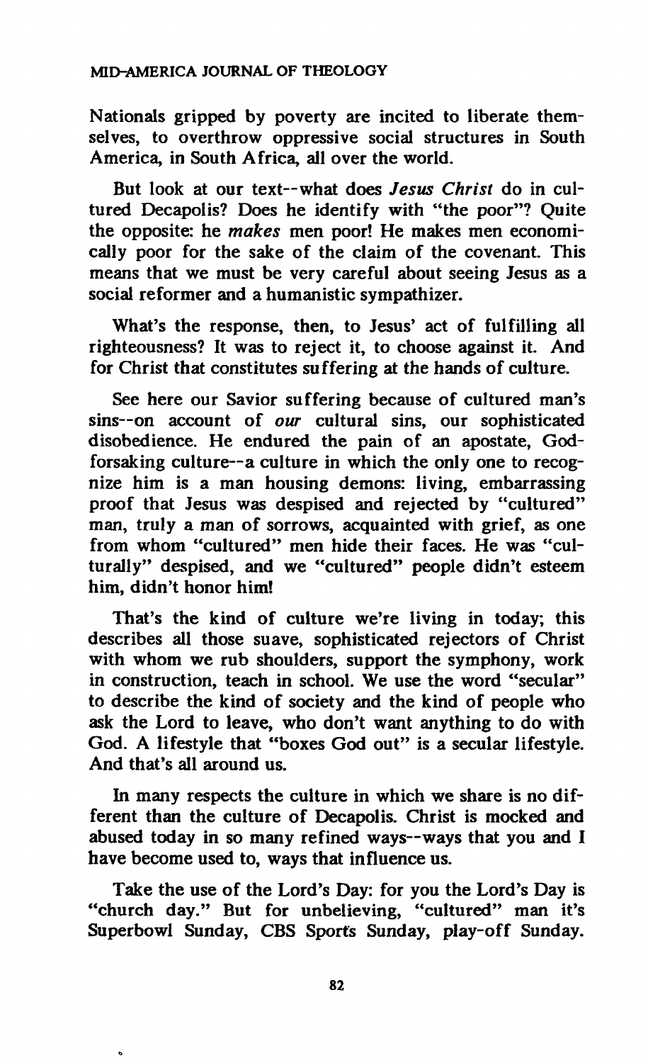Nationals gripped by poverty are incited to liberate themselves, to overthrow oppressive social structures in South America, in South Africa, all over the world.

But look at our text--what does *Jesus Christ* do in cultured Decapolis? Does he identify with "the poor"? Quite the opposite: he *makes* men poor! He makes men economically poor for the sake of the claim of the covenant. This means that we must be very careful about seeing Jesus as a social reformer and a humanistic sympathizer.

What's the response, then, to Jesus' act of fulfilling all righteousness? It was to reject it, to choose against it. And for Christ that constitutes suffering at the hands of culture.

See here our Savior suffering because of cultured man's sins--on account of *our* cultural sins, our sophisticated disobedience. He endured the pain of an apostate, God-forsaking culture--a culture in which the only one to recognize him is a man housing demons: living, embarrassing proof that Jesus was despised and rejected by "cultured" man, truly a man of sorrows, acquainted with grief, as one from whom "cultured" men hide their faces. He was "culturally" despised, and we "cultured" people didn't esteem him, didn't honor him!

That's the kind of culture we're living in today; this describes all those suave, sophisticated rejectors of Christ with whom we rub shoulders, support the symphony, work in construction, teach in school. We use the word "secular" to describe the kind of society and the kind of people who ask the Lord to leave, who don't want anything to do with God. A lifestyle that "boxes God out" is a secular lifestyle. And that's all around us.

In many respects the culture in which we share is no different than the culture of Decapolis. Christ is mocked and abused today in so many refined ways--ways that you and I have become used to, ways that influence us.

Take the use of the Lord's Day: for you the Lord's Day is "church day." But for unbelieving, "cultured" man it's Superbowl Sunday, CBS Sports Sunday, play-off Sunday.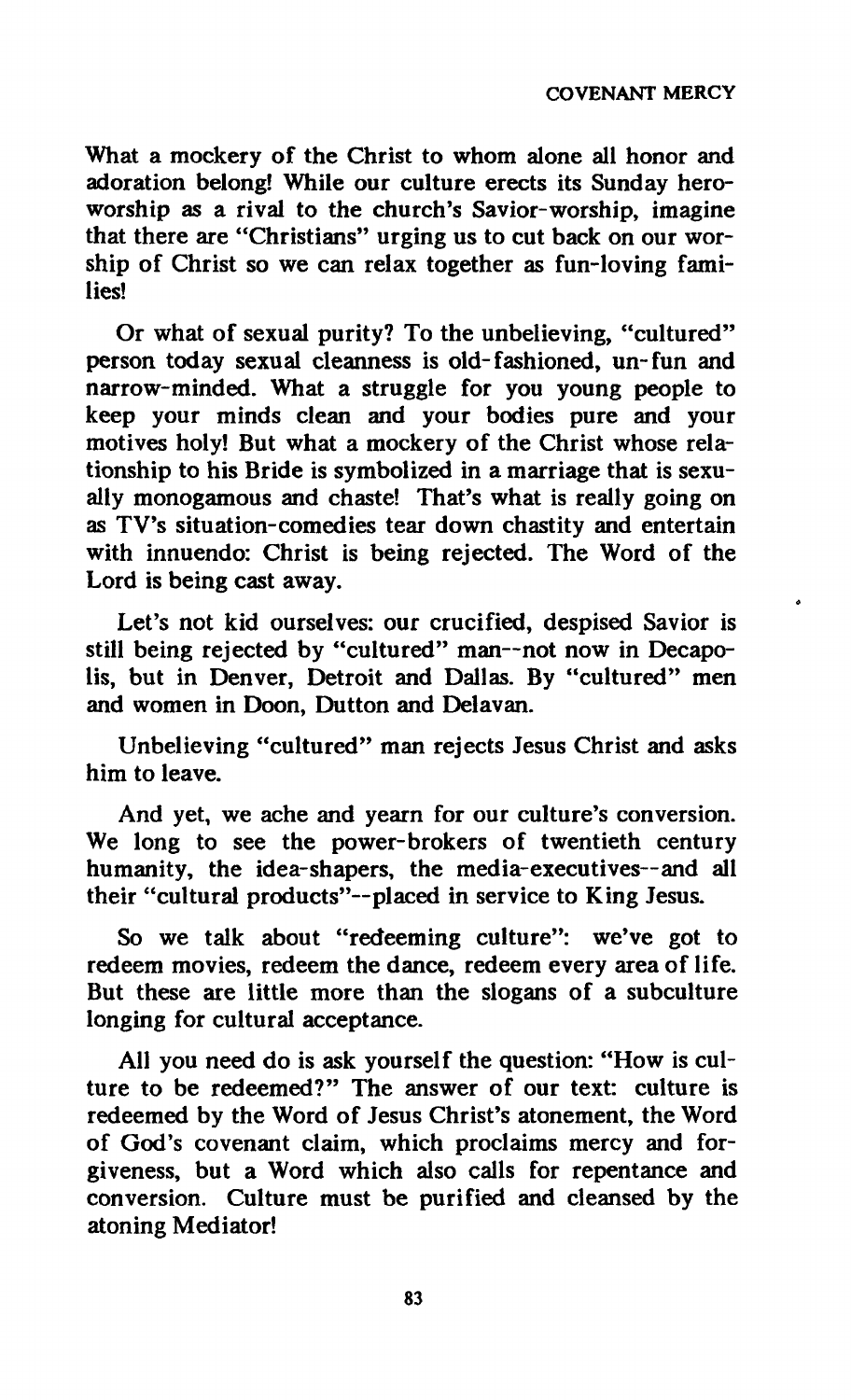What a mockery of the Christ to whom alone all honor and adoration belong! While our culture erects its Sunday hero-worship as a rival to the church's Savior-worship, imagine that there are "Christians" urging us to cut back on our worship of Christ so we can relax together as fun-loving families!

Or what of sexual purity? To the unbelieving, "cultured" person today sexual cleanness is old-fashioned, un-fun and narrow-minded. What a struggle for you young people to keep your minds clean and your bodies pure and your motives holy! But what a mockery of the Christ whose relationship to his Bride is symbolized in a marriage that is sexually monogamous and chaste! That's what is really going on as TV's situation-comedies tear down chastity and entertain with innuendo: Christ is being rejected. The Word of the Lord is being cast away.

Let's not kid ourselves: our crucified, despised Savior is still being rejected by "cultured" man--not now in Decapolis, but in Denver, Detroit and Dallas. By "cultured" men and women in Doon, Dutton and Delavan.

Unbelieving "cultured" man rejects Jesus Christ and asks him to leave.

And yet, we ache and yearn for our culture's conversion. We long to see the power-brokers of twentieth century humanity, the idea-shapers, the media-executives--and all their "cultural products"--placed in service to King Jesus.

So we talk about "redeeming culture": we've got to redeem movies, redeem the dance, redeem every area of life. But these are little more than the slogans of a subculture longing for cultural acceptance.

All you need do is ask yourself the question: "How is culture to be redeemed?" The answer of our text: culture is redeemed by the Word of Jesus Christ's atonement, the Word of God's covenant claim, which proclaims mercy and forgiveness, but a Word which also calls for repentance and conversion. Culture must be purified and cleansed by the atoning Mediator!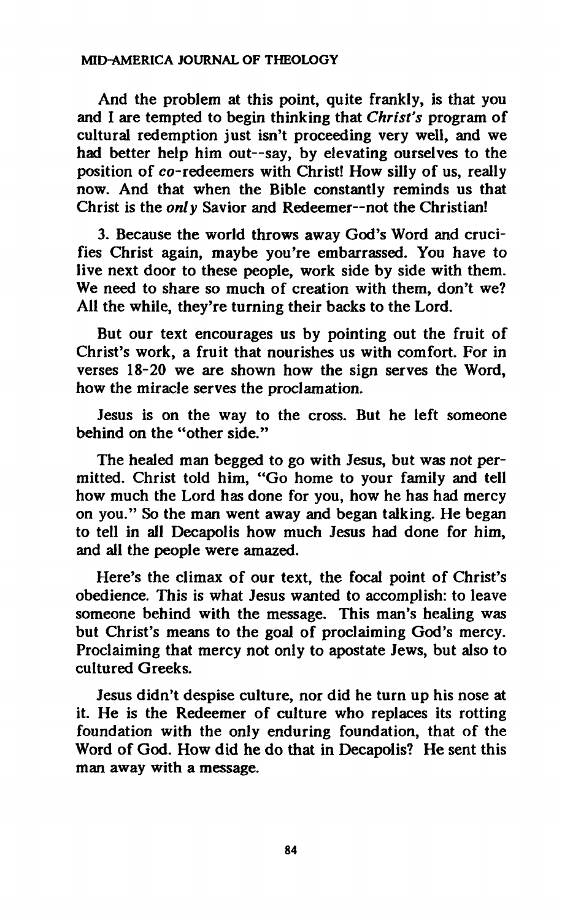And the problem at this point, quite frankly, is that you and I are tempted to begin thinking that *Christ's* program of cultural redemption just isn't proceeding very well, and we had better help him out--say, by elevating ourselves to the position of *co*-redeemers with Christ! How silly of us, really now. And that when the Bible constantly reminds us that Christ is the *only* Savior and Redeemer--not the Christian!

3. Because the world throws away God's Word and crucifies Christ again, maybe you're embarrassed. You have to live next door to these people, work side by side with them. We need to share so much of creation with them, don't we? All the while, they're turning their backs to the Lord.

But our text encourages us by pointing out the fruit of Christ's work, a fruit that nourishes us with comfort. For in verses 18-20 we are shown how the sign serves the Word, how the miracle serves the proclamation.

Jesus is on the way to the cross. But he left someone behind on the "other side."

The healed man begged to go with Jesus, but was not permitted. Christ told him, "Go home to your family and tell how much the Lord has done for you, how he has had mercy on you." So the man went away and began talking. He began to tell in all Decapolis how much Jesus had done for him, and all the people were amazed.

Here's the climax of our text, the focal point of Christ's obedience. This is what Jesus wanted to accomplish: to leave someone behind with the message. This man's healing was but Christ's means to the goal of proclaiming God's mercy. Proclaiming that mercy not only to apostate Jews, but also to cultured Greeks.

Jesus didn't despise culture, nor did he turn up his nose at it. He is the Redeemer of culture who replaces its rotting foundation with the only enduring foundation, that of the Word of God. How did he do that in Decapolis? He sent this man away with a message.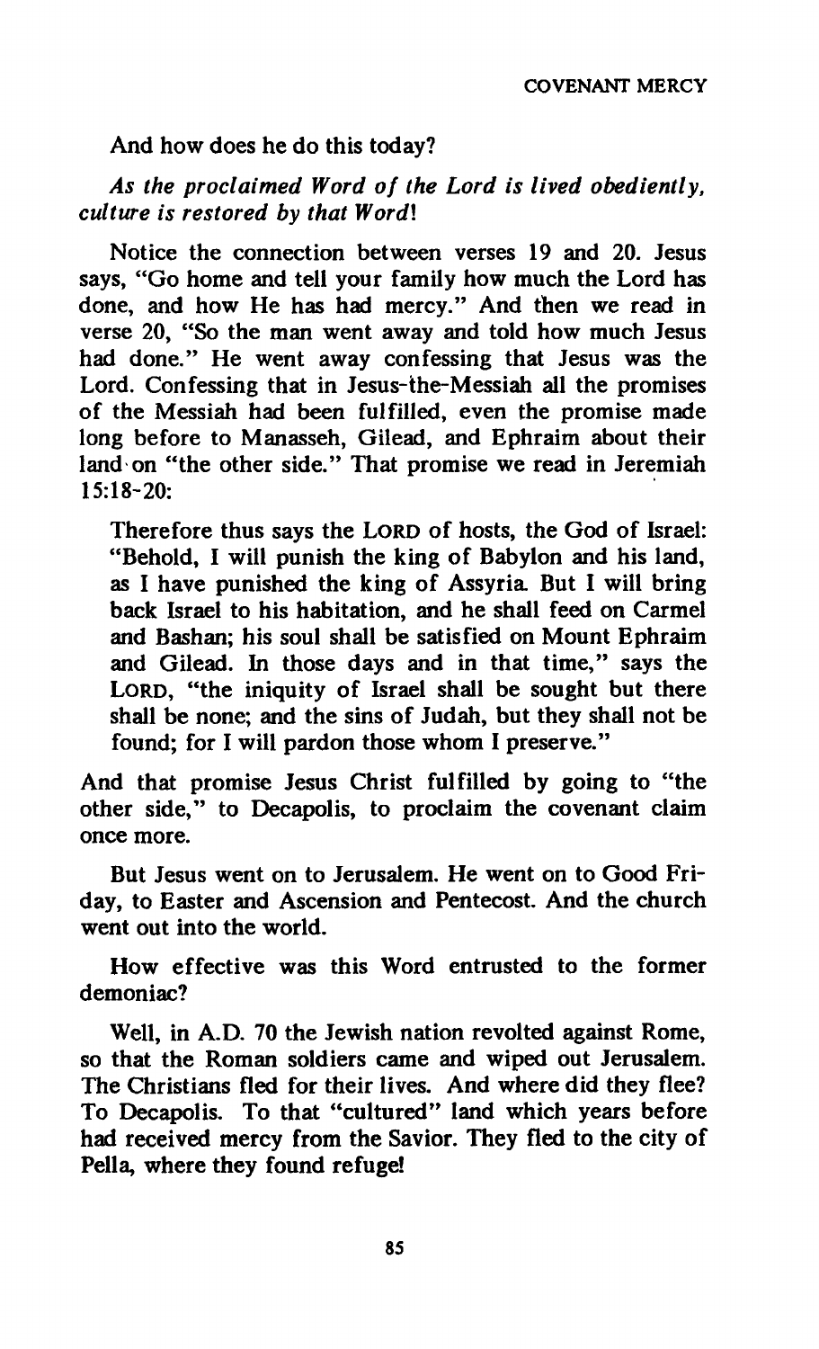And how does he do this today?

*As the proclaimed Word of the Lord is lived obediently, culture is restored by that Word!*

Notice the connection between verses 19 and 20. Jesus says, "Go home and tell your family how much the Lord has done, and how He has had mercy." And then we read in verse 20, "So the man went away and told how much Jesus had done." He went away confessing that Jesus was the Lord. Confessing that in Jesus-the-Messiah all the promises of the Messiah had been fulfilled, even the promise made long before to Manasseh, Gilead, and Ephraim about their land on "the other side." That promise we read in Jeremiah 15:18-20:

> Therefore thus says the LORD of hosts, the God of Israel: "Behold, I will punish the king of Babylon and his land, as I have punished the king of Assyria. But I will bring back Israel to his habitation, and he shall feed on Carmel and Bashan; his soul shall be satisfied on Mount Ephraim and Gilead. In those days and in that time," says the LORD, "the iniquity of Israel shall be sought but there shall be none; and the sins of Judah, but they shall not be found; for I will pardon those whom I preserve."

And that promise Jesus Christ fulfilled by going to "the other side," to Decapolis, to proclaim the covenant claim once more.

But Jesus went on to Jerusalem. He went on to Good Friday, to Easter and Ascension and Pentecost. And the church went out into the world.

How effective was this Word entrusted to the former demoniac?

Well, in A.D. 70 the Jewish nation revolted against Rome, so that the Roman soldiers came and wiped out Jerusalem. The Christians fled for their lives. And where did they flee? To Decapolis. To that "cultured" land which years before had received mercy from the Savior. They fled to the city of Pella, where they found refuge!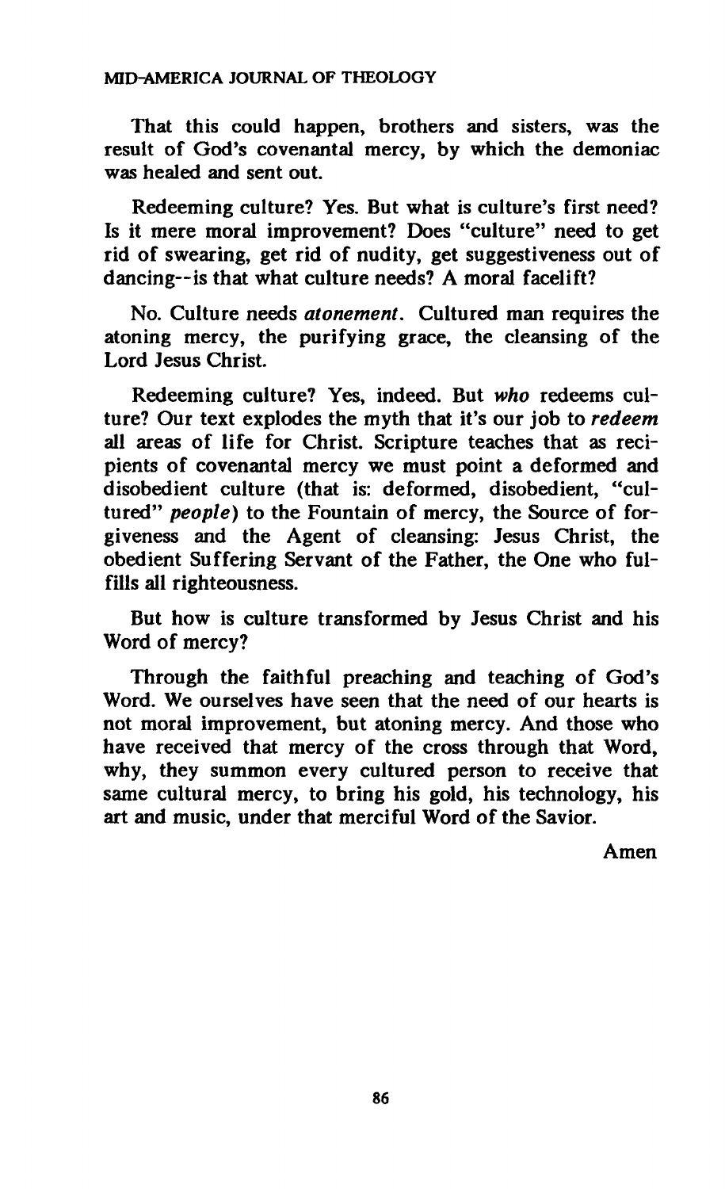That this could happen, brothers and sisters, was the result of God's covenantal mercy, by which the demoniac was healed and sent out.

Redeeming culture? Yes. But what is culture's first need? Is it mere moral improvement? Does "culture" need to get rid of swearing, get rid of nudity, get suggestiveness out of dancing--is that what culture needs? A moral facelift?

No. Culture needs *atonement*. Cultured man requires the atoning mercy, the purifying grace, the cleansing of the Lord Jesus Christ.

Redeeming culture? Yes, indeed. But *who* redeems culture? Our text explodes the myth that it's our job to *redeem* all areas of life for Christ. Scripture teaches that as recipients of covenantal mercy we must point a deformed and disobedient culture (that is: deformed, disobedient, "cultured" *people*) to the Fountain of mercy, the Source of forgiveness and the Agent of cleansing: Jesus Christ, the obedient Suffering Servant of the Father, the One who fulfills all righteousness.

But how is culture transformed by Jesus Christ and his Word of mercy?

Through the faithful preaching and teaching of God's Word. We ourselves have seen that the need of our hearts is not moral improvement, but atoning mercy. And those who have received that mercy of the cross through that Word, why, they summon every cultured person to receive that same cultural mercy, to bring his gold, his technology, his art and music, under that merciful Word of the Savior.

Amen